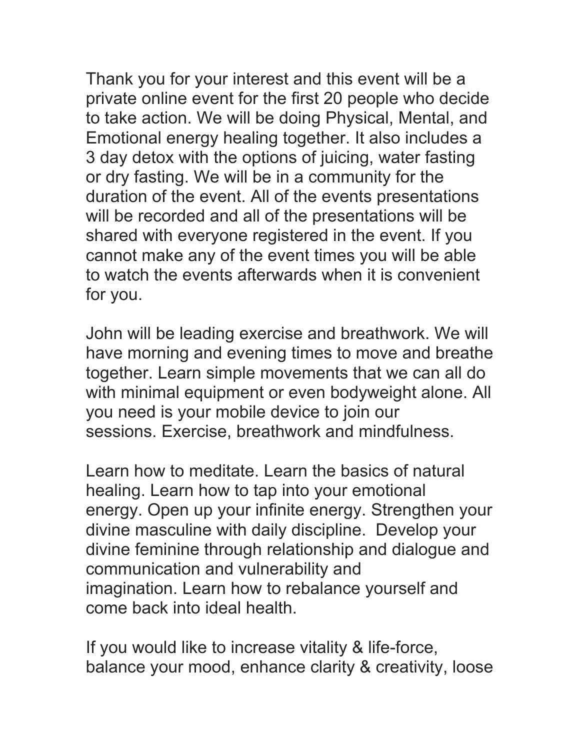Thank you for your interest and this event will be a private online event for the first 20 people who decide to take action. We will be doing Physical, Mental, and Emotional energy healing together. It also includes a 3 day detox with the options of juicing, water fasting or dry fasting. We will be in a community for the duration of the event. All of the events presentations will be recorded and all of the presentations will be shared with everyone registered in the event. If you cannot make any of the event times you will be able to watch the events afterwards when it is convenient for you.

John will be leading exercise and breathwork. We will have morning and evening times to move and breathe together. Learn simple movements that we can all do with minimal equipment or even bodyweight alone. All you need is your mobile device to join our sessions. Exercise, breathwork and mindfulness.

Learn how to meditate. Learn the basics of natural healing. Learn how to tap into your emotional energy. Open up your infinite energy. Strengthen your divine masculine with daily discipline. Develop your divine feminine through relationship and dialogue and communication and vulnerability and imagination. Learn how to rebalance yourself and come back into ideal health.

If you would like to increase vitality & life-force, balance your mood, enhance clarity & creativity, loose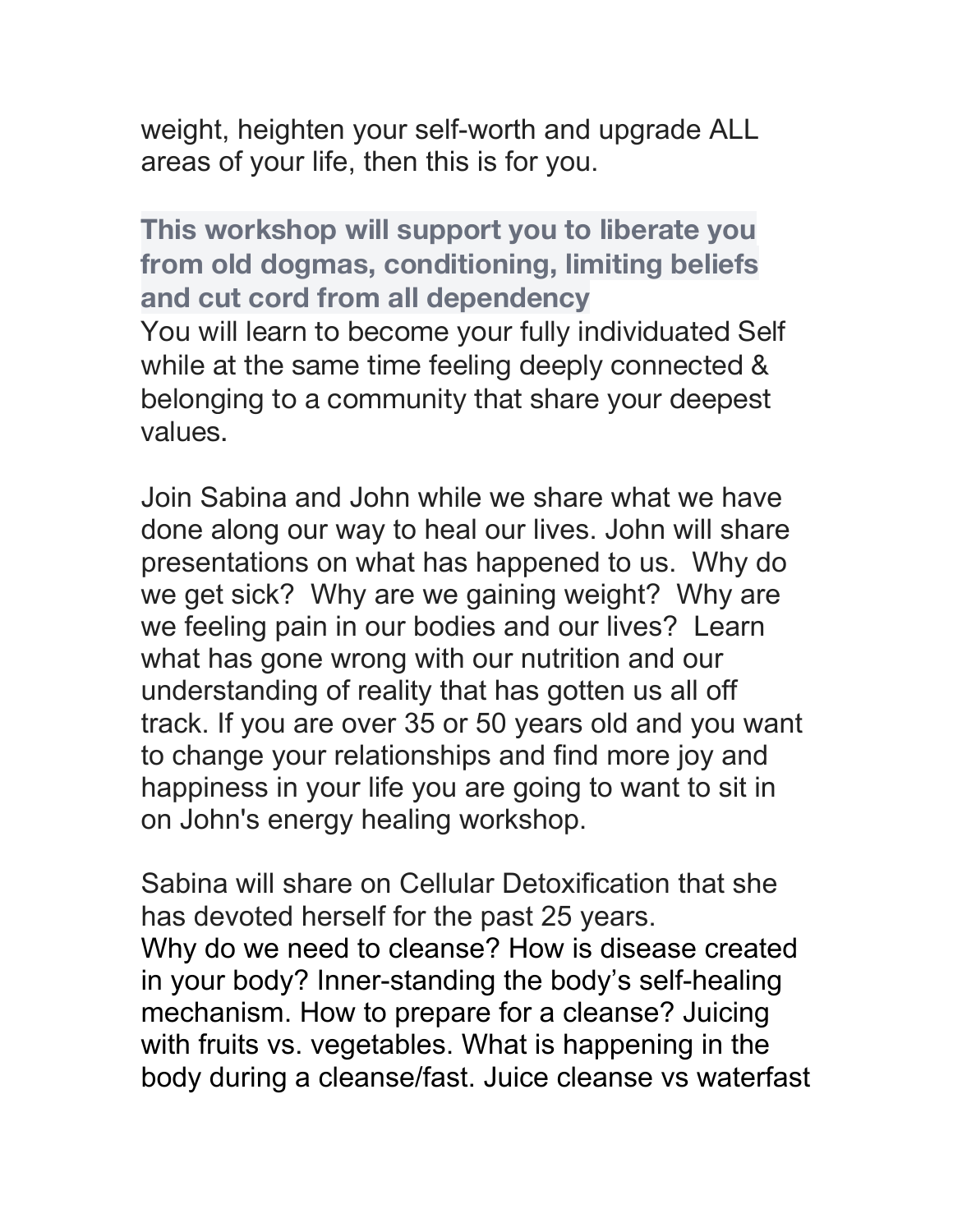weight, heighten your self-worth and upgrade ALL areas of your life, then this is for you.

**This workshop will support you to liberate you from old dogmas, conditioning, limiting beliefs and cut cord from all dependency**

You will learn to become your fully individuated Self while at the same time feeling deeply connected & belonging to a community that share your deepest values.

Join Sabina and John while we share what we have done along our way to heal our lives. John will share presentations on what has happened to us.  Why do we get sick?  Why are we gaining weight?  Why are we feeling pain in our bodies and our lives?  Learn what has gone wrong with our nutrition and our understanding of reality that has gotten us all off track. If you are over 35 or 50 years old and you want to change your relationships and find more joy and happiness in your life you are going to want to sit in on John's energy healing workshop.

Sabina will share on Cellular Detoxification that she has devoted herself for the past 25 years.
Why do we need to cleanse? How is disease created in your body? Inner-standing the body's self-healing mechanism. How to prepare for a cleanse? Juicing with fruits vs. vegetables. What is happening in the body during a cleanse/fast. Juice cleanse vs waterfast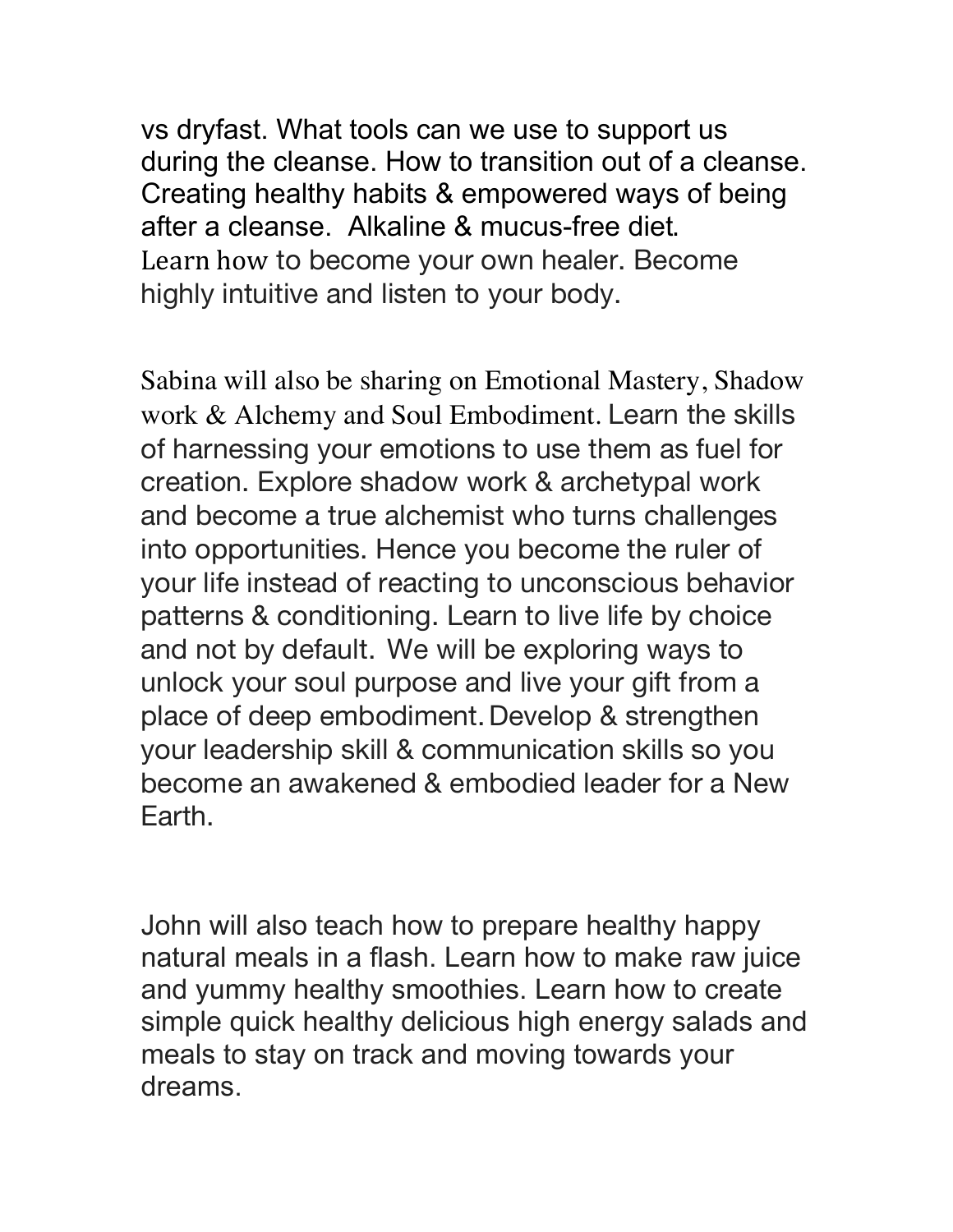vs dryfast. What tools can we use to support us during the cleanse. How to transition out of a cleanse. Creating healthy habits & empowered ways of being after a cleanse. Alkaline & mucus-free diet. Learn how to become your own healer. Become highly intuitive and listen to your body.

Sabina will also be sharing on Emotional Mastery, Shadow work & Alchemy and Soul Embodiment. Learn the skills of harnessing your emotions to use them as fuel for creation. Explore shadow work & archetypal work and become a true alchemist who turns challenges into opportunities. Hence you become the ruler of your life instead of reacting to unconscious behavior patterns & conditioning. Learn to live life by choice and not by default. We will be exploring ways to unlock your soul purpose and live your gift from a place of deep embodiment. Develop & strengthen your leadership skill & communication skills so you become an awakened & embodied leader for a New Earth.

John will also teach how to prepare healthy happy natural meals in a flash. Learn how to make raw juice and yummy healthy smoothies. Learn how to create simple quick healthy delicious high energy salads and meals to stay on track and moving towards your dreams.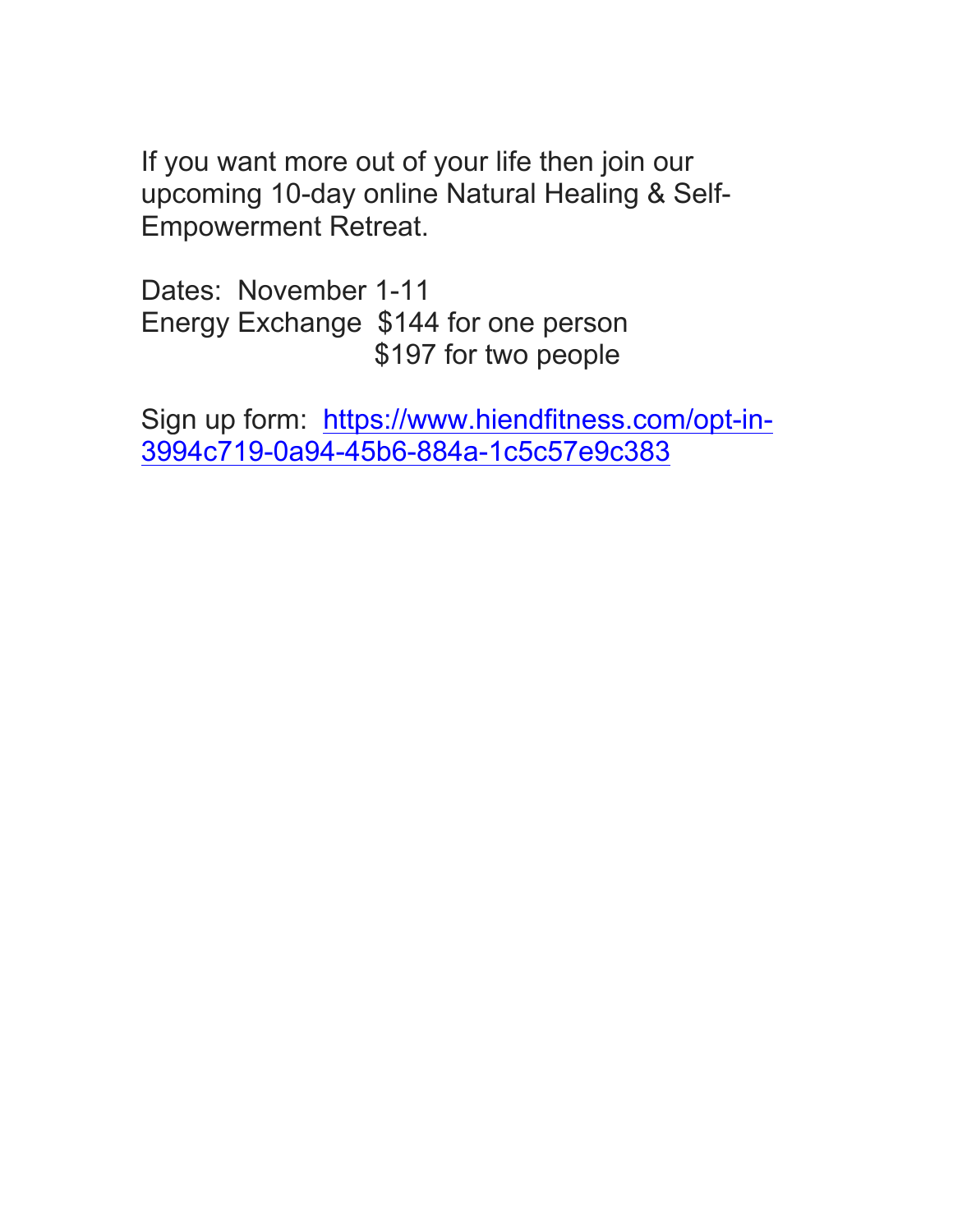If you want more out of your life then join our upcoming 10-day online Natural Healing & Self-Empowerment Retreat.

Dates: November 1-11
Energy Exchange $144 for one person
$197 for two people

Sign up form: https://www.hiendfitness.com/opt-in-3994c719-0a94-45b6-884a-1c5c57e9c383